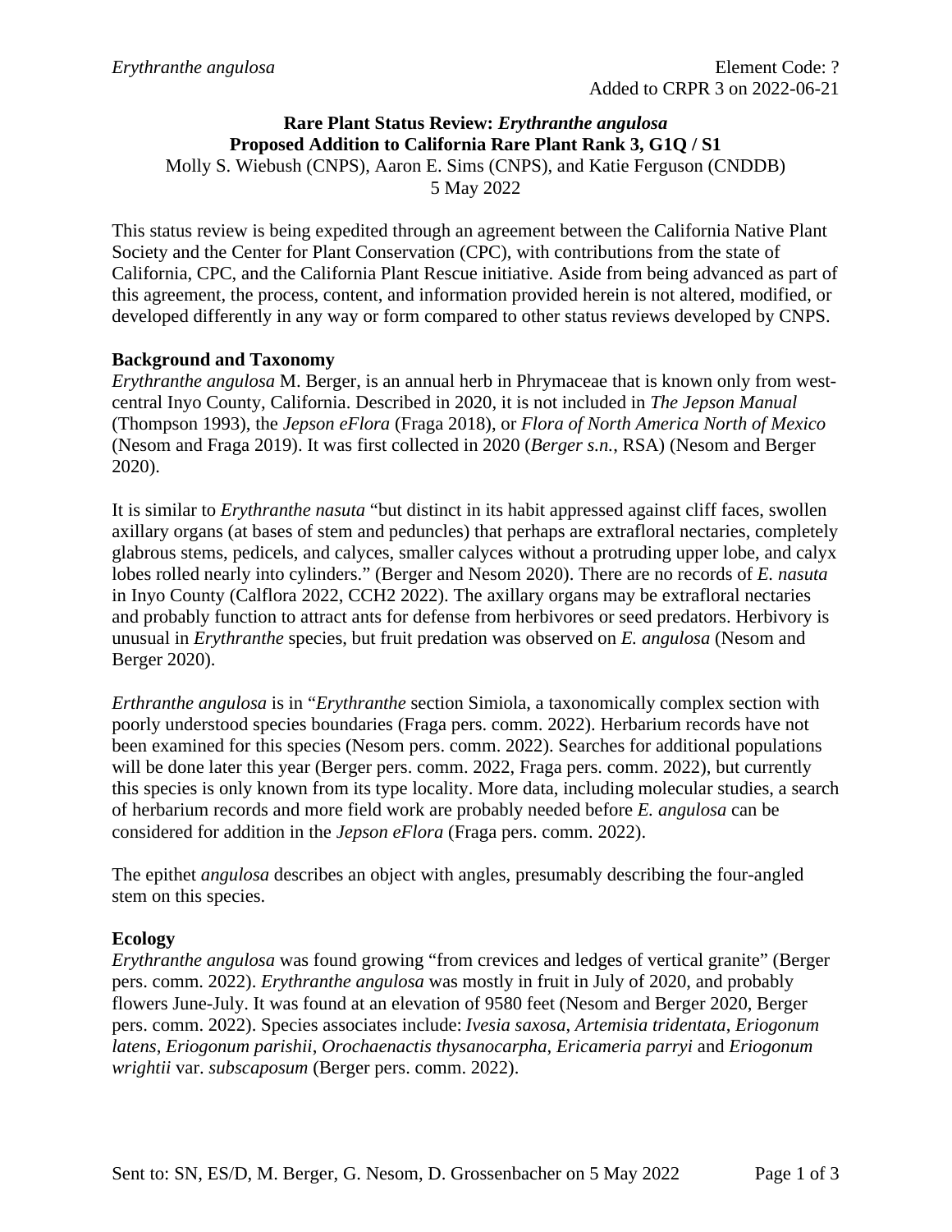# Rare Plant Status Review: *Erythranthe angulosa*
## Proposed Addition to California Rare Plant Rank 3, G1Q / S1

Molly S. Wiebush (CNPS), Aaron E. Sims (CNPS), and Katie Ferguson (CNDDB)
5 May 2022

This status review is being expedited through an agreement between the California Native Plant Society and the Center for Plant Conservation (CPC), with contributions from the state of California, CPC, and the California Plant Rescue initiative. Aside from being advanced as part of this agreement, the process, content, and information provided herein is not altered, modified, or developed differently in any way or form compared to other status reviews developed by CNPS.

### Background and Taxonomy

*Erythranthe angulosa* M. Berger, is an annual herb in Phrymaceae that is known only from west-central Inyo County, California. Described in 2020, it is not included in *The Jepson Manual* (Thompson 1993), the *Jepson eFlora* (Fraga 2018), or *Flora of North America North of Mexico* (Nesom and Fraga 2019). It was first collected in 2020 (*Berger s.n.*, RSA) (Nesom and Berger 2020).

It is similar to *Erythranthe nasuta* "but distinct in its habit appressed against cliff faces, swollen axillary organs (at bases of stem and peduncles) that perhaps are extrafloral nectaries, completely glabrous stems, pedicels, and calyces, smaller calyces without a protruding upper lobe, and calyx lobes rolled nearly into cylinders." (Berger and Nesom 2020). There are no records of *E. nasuta* in Inyo County (Calflora 2022, CCH2 2022). The axillary organs may be extrafloral nectaries and probably function to attract ants for defense from herbivores or seed predators. Herbivory is unusual in *Erythranthe* species, but fruit predation was observed on *E. angulosa* (Nesom and Berger 2020).

*Erthranthe angulosa* is in "*Erythranthe* section Simiola, a taxonomically complex section with poorly understood species boundaries (Fraga pers. comm. 2022). Herbarium records have not been examined for this species (Nesom pers. comm. 2022). Searches for additional populations will be done later this year (Berger pers. comm. 2022, Fraga pers. comm. 2022), but currently this species is only known from its type locality. More data, including molecular studies, a search of herbarium records and more field work are probably needed before *E. angulosa* can be considered for addition in the *Jepson eFlora* (Fraga pers. comm. 2022).

The epithet *angulosa* describes an object with angles, presumably describing the four-angled stem on this species.

### Ecology

*Erythranthe angulosa* was found growing "from crevices and ledges of vertical granite" (Berger pers. comm. 2022). *Erythranthe angulosa* was mostly in fruit in July of 2020, and probably flowers June-July. It was found at an elevation of 9580 feet (Nesom and Berger 2020, Berger pers. comm. 2022). Species associates include: *Ivesia saxosa*, *Artemisia tridentata*, *Eriogonum latens*, *Eriogonum parishii*, *Orochaenactis thysanocarpha*, *Ericameria parryi* and *Eriogonum wrightii* var. *subscaposum* (Berger pers. comm. 2022).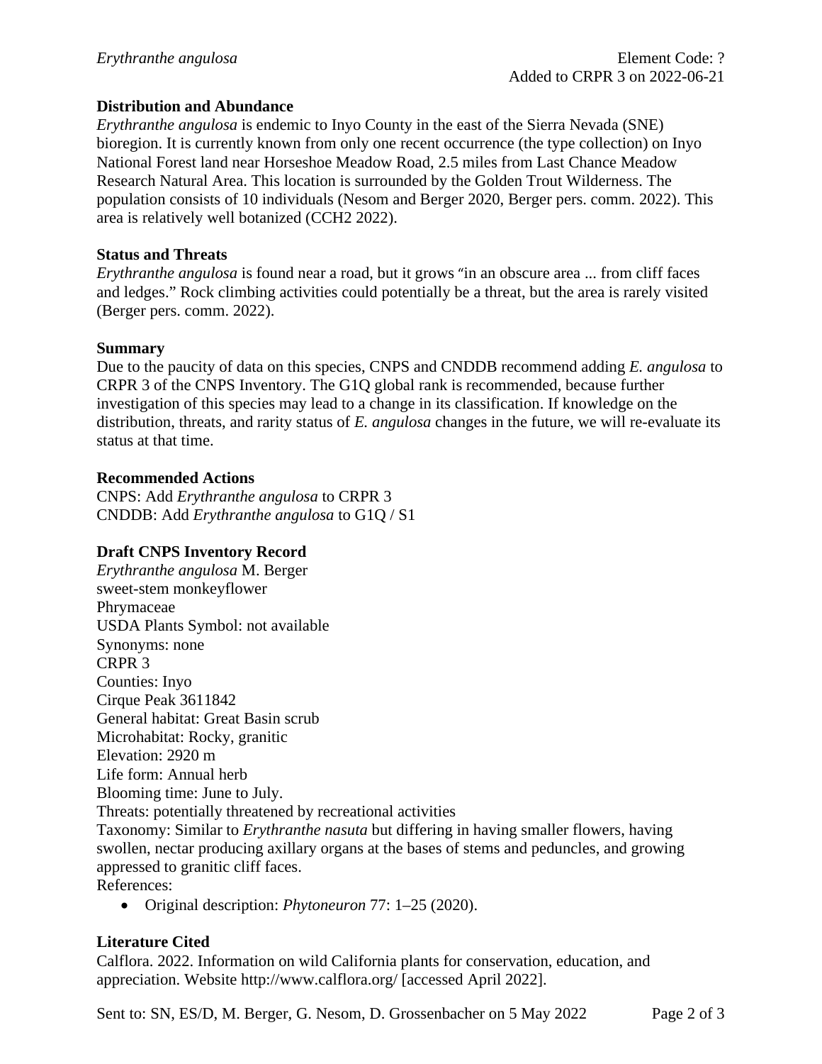**Distribution and Abundance**

*Erythranthe angulosa* is endemic to Inyo County in the east of the Sierra Nevada (SNE) bioregion. It is currently known from only one recent occurrence (the type collection) on Inyo National Forest land near Horseshoe Meadow Road, 2.5 miles from Last Chance Meadow Research Natural Area. This location is surrounded by the Golden Trout Wilderness. The population consists of 10 individuals (Nesom and Berger 2020, Berger pers. comm. 2022). This area is relatively well botanized (CCH2 2022).

**Status and Threats**

*Erythranthe angulosa* is found near a road, but it grows "in an obscure area ... from cliff faces and ledges." Rock climbing activities could potentially be a threat, but the area is rarely visited (Berger pers. comm. 2022).

**Summary**

Due to the paucity of data on this species, CNPS and CNDDB recommend adding *E. angulosa* to CRPR 3 of the CNPS Inventory. The G1Q global rank is recommended, because further investigation of this species may lead to a change in its classification. If knowledge on the distribution, threats, and rarity status of *E. angulosa* changes in the future, we will re-evaluate its status at that time.

**Recommended Actions**

CNPS: Add *Erythranthe angulosa* to CRPR 3
CNDDB: Add *Erythranthe angulosa* to G1Q / S1

**Draft CNPS Inventory Record**

*Erythranthe angulosa* M. Berger
sweet-stem monkeyflower
Phrymaceae
USDA Plants Symbol: not available
Synonyms: none
CRPR 3
Counties: Inyo
Cirque Peak 3611842
General habitat: Great Basin scrub
Microhabitat: Rocky, granitic
Elevation: 2920 m
Life form: Annual herb
Blooming time: June to July.
Threats: potentially threatened by recreational activities
Taxonomy: Similar to *Erythranthe nasuta* but differing in having smaller flowers, having swollen, nectar producing axillary organs at the bases of stems and peduncles, and growing appressed to granitic cliff faces.
References:

- Original description: *Phytoneuron* 77: 1–25 (2020).

**Literature Cited**

Calflora. 2022. Information on wild California plants for conservation, education, and appreciation. Website http://www.calflora.org/ [accessed April 2022].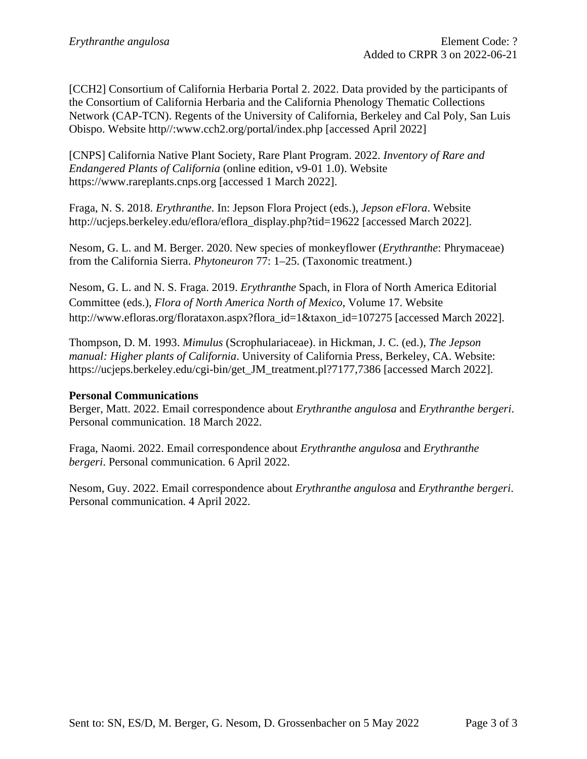[CCH2] Consortium of California Herbaria Portal 2. 2022. Data provided by the participants of the Consortium of California Herbaria and the California Phenology Thematic Collections Network (CAP-TCN). Regents of the University of California, Berkeley and Cal Poly, San Luis Obispo. Website http//:www.cch2.org/portal/index.php [accessed April 2022]

[CNPS] California Native Plant Society, Rare Plant Program. 2022. *Inventory of Rare and Endangered Plants of California* (online edition, v9-01 1.0). Website https://www.rareplants.cnps.org [accessed 1 March 2022].

Fraga, N. S. 2018. *Erythranthe*. In: Jepson Flora Project (eds.), *Jepson eFlora*. Website http://ucjeps.berkeley.edu/eflora/eflora_display.php?tid=19622 [accessed March 2022].

Nesom, G. L. and M. Berger. 2020. New species of monkeyflower (*Erythranthe*: Phrymaceae) from the California Sierra. *Phytoneuron* 77: 1–25. (Taxonomic treatment.)

Nesom, G. L. and N. S. Fraga. 2019. *Erythranthe* Spach, in Flora of North America Editorial Committee (eds.), *Flora of North America North of Mexico*, Volume 17. Website http://www.efloras.org/florataxon.aspx?flora_id=1&taxon_id=107275 [accessed March 2022].

Thompson, D. M. 1993. *Mimulus* (Scrophulariaceae). in Hickman, J. C. (ed.), *The Jepson manual: Higher plants of California*. University of California Press, Berkeley, CA. Website: https://ucjeps.berkeley.edu/cgi-bin/get_JM_treatment.pl?7177,7386 [accessed March 2022].

**Personal Communications**

Berger, Matt. 2022. Email correspondence about *Erythranthe angulosa* and *Erythranthe bergeri*. Personal communication. 18 March 2022.

Fraga, Naomi. 2022. Email correspondence about *Erythranthe angulosa* and *Erythranthe bergeri*. Personal communication. 6 April 2022.

Nesom, Guy. 2022. Email correspondence about *Erythranthe angulosa* and *Erythranthe bergeri*. Personal communication. 4 April 2022.